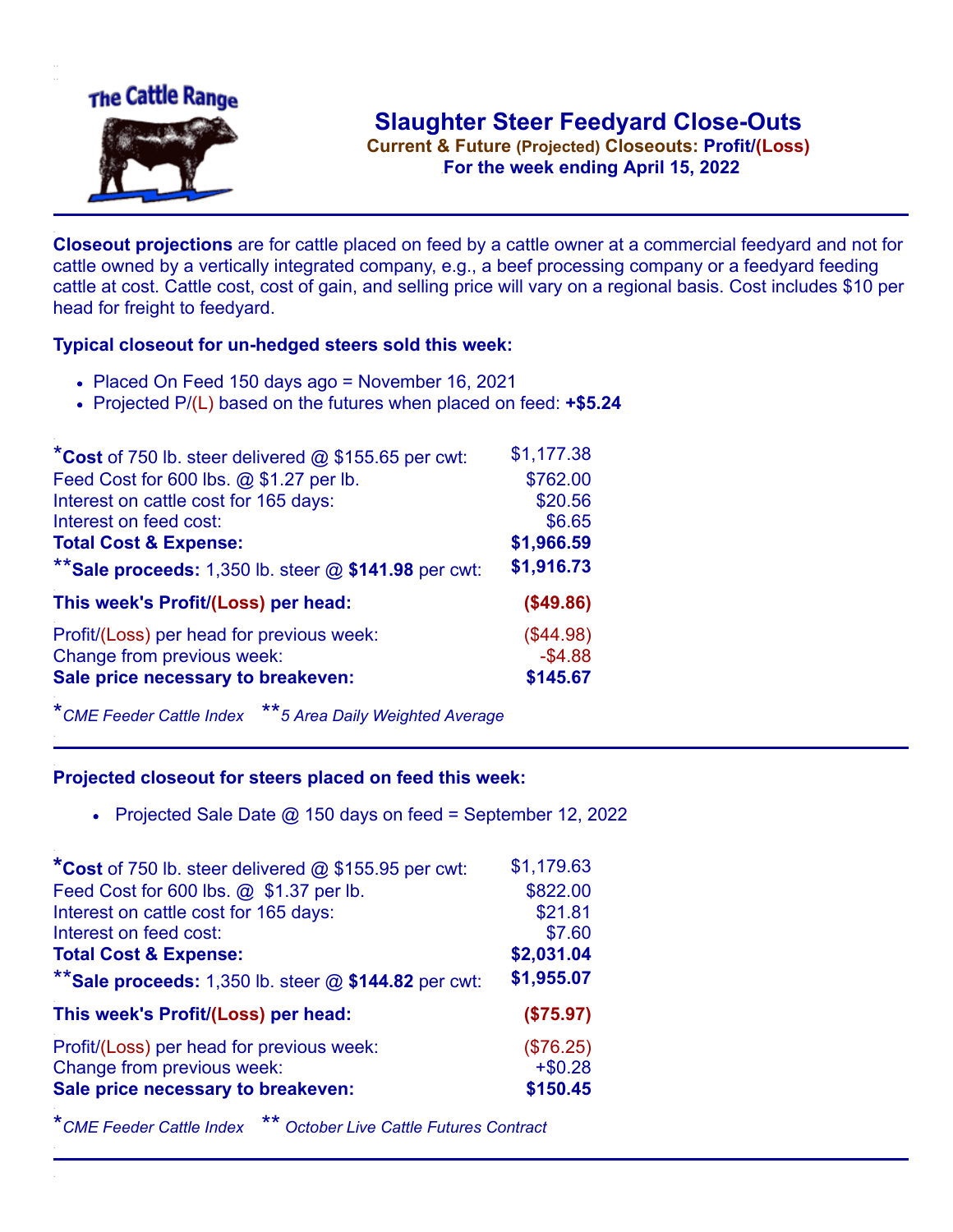# Slaughter Steer Feedyard Close-Outs

**Current & Future (Projected) Closeouts: Profit/(Loss)**

**For the week ending April 15, 2022**

**Closeout projections** are for cattle placed on feed by a cattle owner at a commercial feedyard and not for cattle owned by a vertically integrated company, e.g., a beef processing company or a feedyard feeding cattle at cost. Cattle cost, cost of gain, and selling price will vary on a regional basis. Cost includes $10 per head for freight to feedyard.

### Typical closeout for un-hedged steers sold this week:

- Placed On Feed 150 days ago = November 16, 2021
- Projected P/(L) based on the futures when placed on feed: **+$5.24**

| | |
|---|---|
| *__Cost__ of 750 lb. steer delivered @ $155.65 per cwt: | $1,177.38 |
| Feed Cost for 600 lbs. @ $1.27 per lb. | $762.00 |
| Interest on cattle cost for 165 days: | $20.56 |
| Interest on feed cost: | $6.65 |
| **Total Cost & Expense:** | **$1,966.59** |
| **__Sale proceeds:__ 1,350 lb. steer @ **$141.98** per cwt: | **$1,916.73** |
| **This week's Profit/(Loss) per head:** | **($49.86)** |
| Profit/(Loss) per head for previous week: | ($44.98) |
| Change from previous week: | -$4.88 |
| **Sale price necessary to breakeven:** | **$145.67** |

*CME Feeder Cattle Index **5 Area Daily Weighted Average

### Projected closeout for steers placed on feed this week:

- Projected Sale Date @ 150 days on feed = September 12, 2022

| | |
|---|---|
| *__Cost__ of 750 lb. steer delivered @ $155.95 per cwt: | $1,179.63 |
| Feed Cost for 600 lbs. @ $1.37 per lb. | $822.00 |
| Interest on cattle cost for 165 days: | $21.81 |
| Interest on feed cost: | $7.60 |
| **Total Cost & Expense:** | **$2,031.04** |
| **__Sale proceeds:__ 1,350 lb. steer @ **$144.82** per cwt: | **$1,955.07** |
| **This week's Profit/(Loss) per head:** | **($75.97)** |
| Profit/(Loss) per head for previous week: | ($76.25) |
| Change from previous week: | +$0.28 |
| **Sale price necessary to breakeven:** | **$150.45** |

*CME Feeder Cattle Index ** October Live Cattle Futures Contract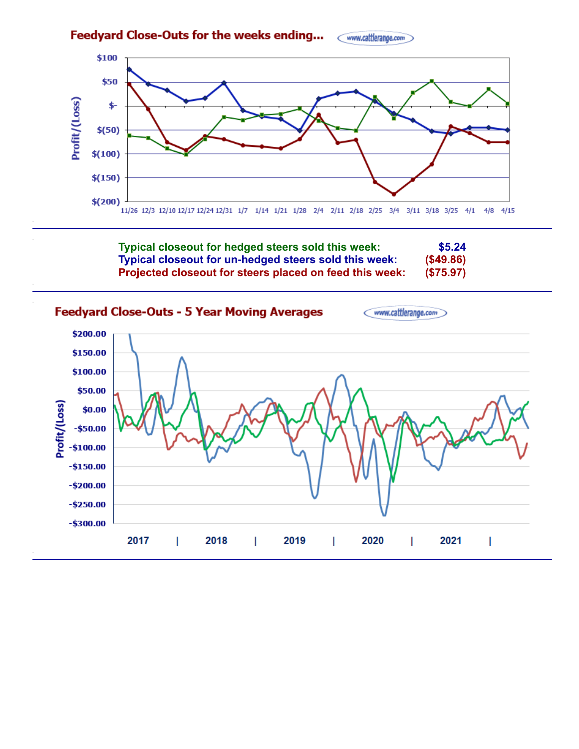## Feedyard Close-Outs for the weeks ending...

www.cattlerange.com

Profit/(Loss)

$100
$50
$-
$(50)
$(100)
$(150)
$(200)

11/26 12/3 12/10 12/17 12/24 12/31 1/7 1/14 1/21 1/28 2/4 2/11 2/18 2/25 3/4 3/11 3/18 3/25 4/1 4/8 4/15

---

| | |
|---|---|
| **Typical closeout for hedged steers sold this week:** | **$5.24** |
| **Typical closeout for un-hedged steers sold this week:** | **($49.86)** |
| **Projected closeout for steers placed on feed this week:** | **($75.97)** |

---

## Feedyard Close-Outs - 5 Year Moving Averages

www.cattlerange.com

Profit/(Loss)

$200.00
$150.00
$100.00
$50.00
$0.00
-$50.00
-$100.00
-$150.00
-$200.00
-$250.00
-$300.00

2017 | 2018 | 2019 | 2020 | 2021 |